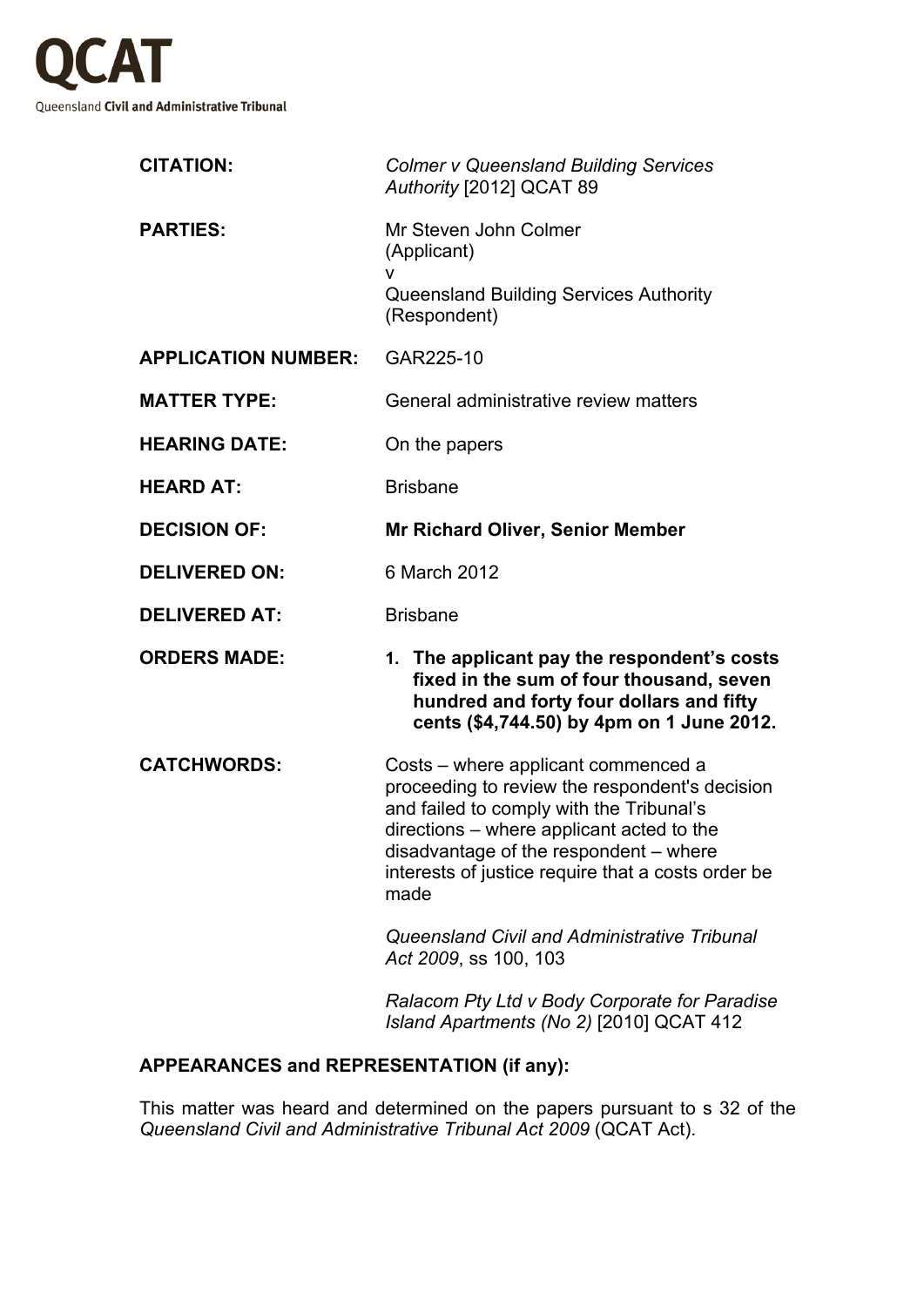# QCAT

Queensland **Civil and Administrative Tribunal**

| | |
|---|---|
| **CITATION:** | *Colmer v Queensland Building Services Authority* [2012] QCAT 89 |
| **PARTIES:** | Mr Steven John Colmer (Applicant) v Queensland Building Services Authority (Respondent) |
| **APPLICATION NUMBER:** | GAR225-10 |
| **MATTER TYPE:** | General administrative review matters |
| **HEARING DATE:** | On the papers |
| **HEARD AT:** | Brisbane |
| **DECISION OF:** | **Mr Richard Oliver, Senior Member** |
| **DELIVERED ON:** | 6 March 2012 |
| **DELIVERED AT:** | Brisbane |
| **ORDERS MADE:** | **1. The applicant pay the respondent's costs fixed in the sum of four thousand, seven hundred and forty four dollars and fifty cents ($4,744.50) by 4pm on 1 June 2012.** |
| **CATCHWORDS:** | Costs – where applicant commenced a proceeding to review the respondent's decision and failed to comply with the Tribunal's directions – where applicant acted to the disadvantage of the respondent – where interests of justice require that a costs order be made<br><br>*Queensland Civil and Administrative Tribunal Act 2009*, ss 100, 103<br><br>*Ralacom Pty Ltd v Body Corporate for Paradise Island Apartments (No 2)* [2010] QCAT 412 |

**APPEARANCES and REPRESENTATION (if any):**

This matter was heard and determined on the papers pursuant to s 32 of the *Queensland Civil and Administrative Tribunal Act 2009* (QCAT Act).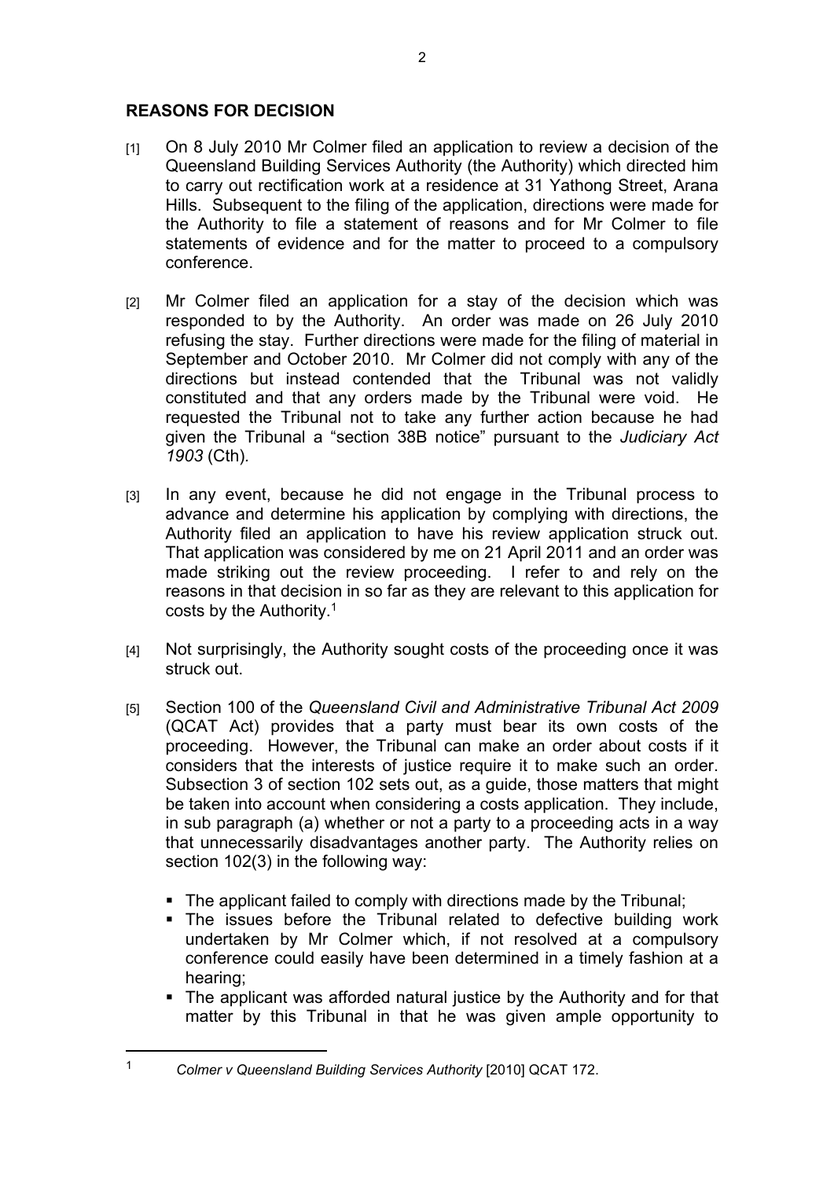## REASONS FOR DECISION

[1] On 8 July 2010 Mr Colmer filed an application to review a decision of the Queensland Building Services Authority (the Authority) which directed him to carry out rectification work at a residence at 31 Yathong Street, Arana Hills. Subsequent to the filing of the application, directions were made for the Authority to file a statement of reasons and for Mr Colmer to file statements of evidence and for the matter to proceed to a compulsory conference.

[2] Mr Colmer filed an application for a stay of the decision which was responded to by the Authority. An order was made on 26 July 2010 refusing the stay. Further directions were made for the filing of material in September and October 2010. Mr Colmer did not comply with any of the directions but instead contended that the Tribunal was not validly constituted and that any orders made by the Tribunal were void. He requested the Tribunal not to take any further action because he had given the Tribunal a "section 38B notice" pursuant to the *Judiciary Act 1903* (Cth).

[3] In any event, because he did not engage in the Tribunal process to advance and determine his application by complying with directions, the Authority filed an application to have his review application struck out. That application was considered by me on 21 April 2011 and an order was made striking out the review proceeding. I refer to and rely on the reasons in that decision in so far as they are relevant to this application for costs by the Authority.[1]

[4] Not surprisingly, the Authority sought costs of the proceeding once it was struck out.

[5] Section 100 of the *Queensland Civil and Administrative Tribunal Act 2009* (QCAT Act) provides that a party must bear its own costs of the proceeding. However, the Tribunal can make an order about costs if it considers that the interests of justice require it to make such an order. Subsection 3 of section 102 sets out, as a guide, those matters that might be taken into account when considering a costs application. They include, in sub paragraph (a) whether or not a party to a proceeding acts in a way that unnecessarily disadvantages another party. The Authority relies on section 102(3) in the following way:

- The applicant failed to comply with directions made by the Tribunal;
- The issues before the Tribunal related to defective building work undertaken by Mr Colmer which, if not resolved at a compulsory conference could easily have been determined in a timely fashion at a hearing;
- The applicant was afforded natural justice by the Authority and for that matter by this Tribunal in that he was given ample opportunity to

---

[1] *Colmer v Queensland Building Services Authority* [2010] QCAT 172.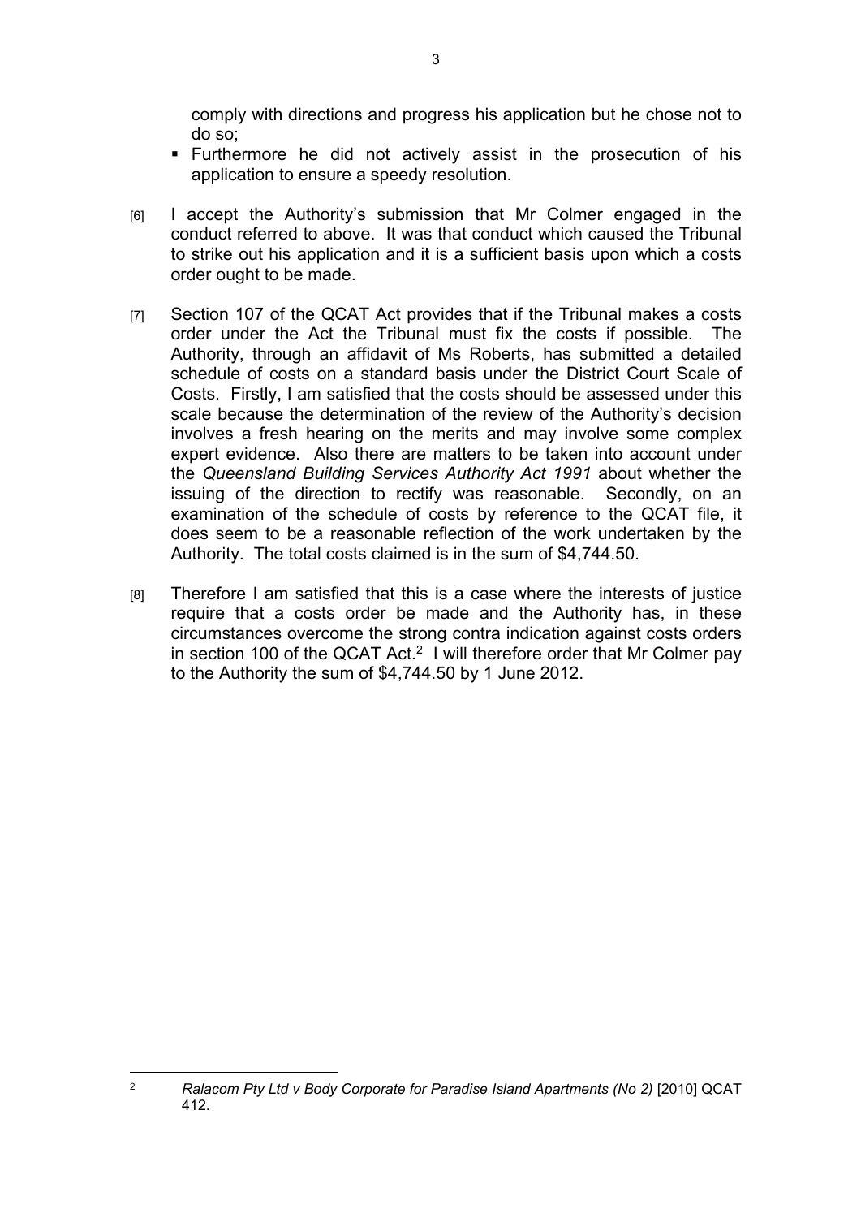comply with directions and progress his application but he chose not to do so;

- Furthermore he did not actively assist in the prosecution of his application to ensure a speedy resolution.

[6] I accept the Authority's submission that Mr Colmer engaged in the conduct referred to above. It was that conduct which caused the Tribunal to strike out his application and it is a sufficient basis upon which a costs order ought to be made.

[7] Section 107 of the QCAT Act provides that if the Tribunal makes a costs order under the Act the Tribunal must fix the costs if possible. The Authority, through an affidavit of Ms Roberts, has submitted a detailed schedule of costs on a standard basis under the District Court Scale of Costs. Firstly, I am satisfied that the costs should be assessed under this scale because the determination of the review of the Authority's decision involves a fresh hearing on the merits and may involve some complex expert evidence. Also there are matters to be taken into account under the *Queensland Building Services Authority Act 1991* about whether the issuing of the direction to rectify was reasonable. Secondly, on an examination of the schedule of costs by reference to the QCAT file, it does seem to be a reasonable reflection of the work undertaken by the Authority. The total costs claimed is in the sum of $4,744.50.

[8] Therefore I am satisfied that this is a case where the interests of justice require that a costs order be made and the Authority has, in these circumstances overcome the strong contra indication against costs orders in section 100 of the QCAT Act.[2] I will therefore order that Mr Colmer pay to the Authority the sum of $4,744.50 by 1 June 2012.

---

[2] *Ralacom Pty Ltd v Body Corporate for Paradise Island Apartments (No 2)* [2010] QCAT 412.